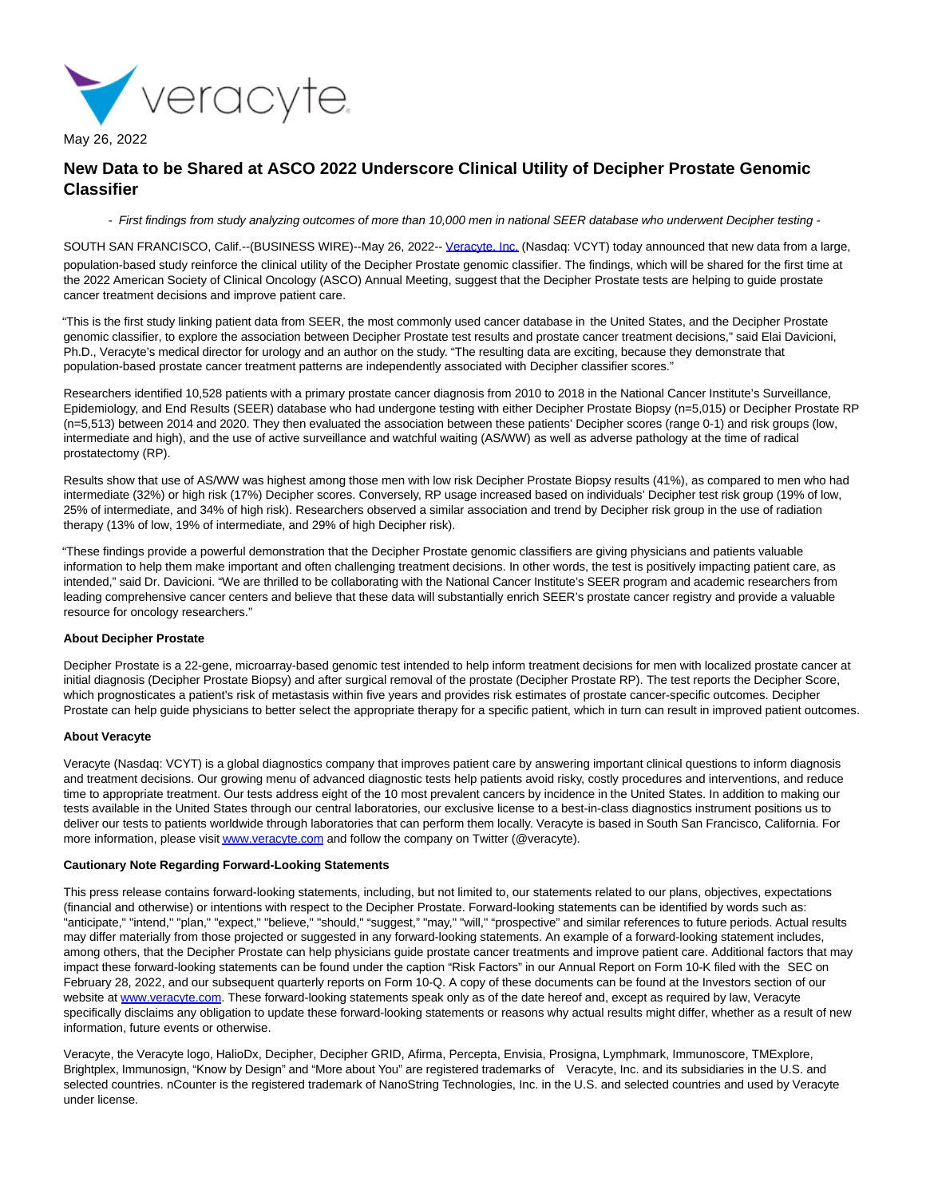May 26, 2022

# New Data to be Shared at ASCO 2022 Underscore Clinical Utility of Decipher Prostate Genomic Classifier

*- First findings from study analyzing outcomes of more than 10,000 men in national SEER database who underwent Decipher testing -*

SOUTH SAN FRANCISCO, Calif.--(BUSINESS WIRE)--May 26, 2022-- Veracyte, Inc. (Nasdaq: VCYT) today announced that new data from a large, population-based study reinforce the clinical utility of the Decipher Prostate genomic classifier. The findings, which will be shared for the first time at the 2022 American Society of Clinical Oncology (ASCO) Annual Meeting, suggest that the Decipher Prostate tests are helping to guide prostate cancer treatment decisions and improve patient care.

"This is the first study linking patient data from SEER, the most commonly used cancer database in the United States, and the Decipher Prostate genomic classifier, to explore the association between Decipher Prostate test results and prostate cancer treatment decisions," said Elai Davicioni, Ph.D., Veracyte's medical director for urology and an author on the study. "The resulting data are exciting, because they demonstrate that population-based prostate cancer treatment patterns are independently associated with Decipher classifier scores."

Researchers identified 10,528 patients with a primary prostate cancer diagnosis from 2010 to 2018 in the National Cancer Institute's Surveillance, Epidemiology, and End Results (SEER) database who had undergone testing with either Decipher Prostate Biopsy (n=5,015) or Decipher Prostate RP (n=5,513) between 2014 and 2020. They then evaluated the association between these patients' Decipher scores (range 0-1) and risk groups (low, intermediate and high), and the use of active surveillance and watchful waiting (AS/WW) as well as adverse pathology at the time of radical prostatectomy (RP).

Results show that use of AS/WW was highest among those men with low risk Decipher Prostate Biopsy results (41%), as compared to men who had intermediate (32%) or high risk (17%) Decipher scores. Conversely, RP usage increased based on individuals' Decipher test risk group (19% of low, 25% of intermediate, and 34% of high risk). Researchers observed a similar association and trend by Decipher risk group in the use of radiation therapy (13% of low, 19% of intermediate, and 29% of high Decipher risk).

"These findings provide a powerful demonstration that the Decipher Prostate genomic classifiers are giving physicians and patients valuable information to help them make important and often challenging treatment decisions. In other words, the test is positively impacting patient care, as intended," said Dr. Davicioni. "We are thrilled to be collaborating with the National Cancer Institute's SEER program and academic researchers from leading comprehensive cancer centers and believe that these data will substantially enrich SEER's prostate cancer registry and provide a valuable resource for oncology researchers."

**About Decipher Prostate**

Decipher Prostate is a 22-gene, microarray-based genomic test intended to help inform treatment decisions for men with localized prostate cancer at initial diagnosis (Decipher Prostate Biopsy) and after surgical removal of the prostate (Decipher Prostate RP). The test reports the Decipher Score, which prognosticates a patient's risk of metastasis within five years and provides risk estimates of prostate cancer-specific outcomes. Decipher Prostate can help guide physicians to better select the appropriate therapy for a specific patient, which in turn can result in improved patient outcomes.

**About Veracyte**

Veracyte (Nasdaq: VCYT) is a global diagnostics company that improves patient care by answering important clinical questions to inform diagnosis and treatment decisions. Our growing menu of advanced diagnostic tests help patients avoid risky, costly procedures and interventions, and reduce time to appropriate treatment. Our tests address eight of the 10 most prevalent cancers by incidence in the United States. In addition to making our tests available in the United States through our central laboratories, our exclusive license to a best-in-class diagnostics instrument positions us to deliver our tests to patients worldwide through laboratories that can perform them locally. Veracyte is based in South San Francisco, California. For more information, please visit www.veracyte.com and follow the company on Twitter (@veracyte).

**Cautionary Note Regarding Forward-Looking Statements**

This press release contains forward-looking statements, including, but not limited to, our statements related to our plans, objectives, expectations (financial and otherwise) or intentions with respect to the Decipher Prostate. Forward-looking statements can be identified by words such as: "anticipate," "intend," "plan," "expect," "believe," "should," "suggest," "may," "will," "prospective" and similar references to future periods. Actual results may differ materially from those projected or suggested in any forward-looking statements. An example of a forward-looking statement includes, among others, that the Decipher Prostate can help physicians guide prostate cancer treatments and improve patient care. Additional factors that may impact these forward-looking statements can be found under the caption "Risk Factors" in our Annual Report on Form 10-K filed with the SEC on February 28, 2022, and our subsequent quarterly reports on Form 10-Q. A copy of these documents can be found at the Investors section of our website at www.veracyte.com. These forward-looking statements speak only as of the date hereof and, except as required by law, Veracyte specifically disclaims any obligation to update these forward-looking statements or reasons why actual results might differ, whether as a result of new information, future events or otherwise.

Veracyte, the Veracyte logo, HalioDx, Decipher, Decipher GRID, Afirma, Percepta, Envisia, Prosigna, Lymphmark, Immunoscore, TMExplore, Brightplex, Immunosign, "Know by Design" and "More about You" are registered trademarks of Veracyte, Inc. and its subsidiaries in the U.S. and selected countries. nCounter is the registered trademark of NanoString Technologies, Inc. in the U.S. and selected countries and used by Veracyte under license.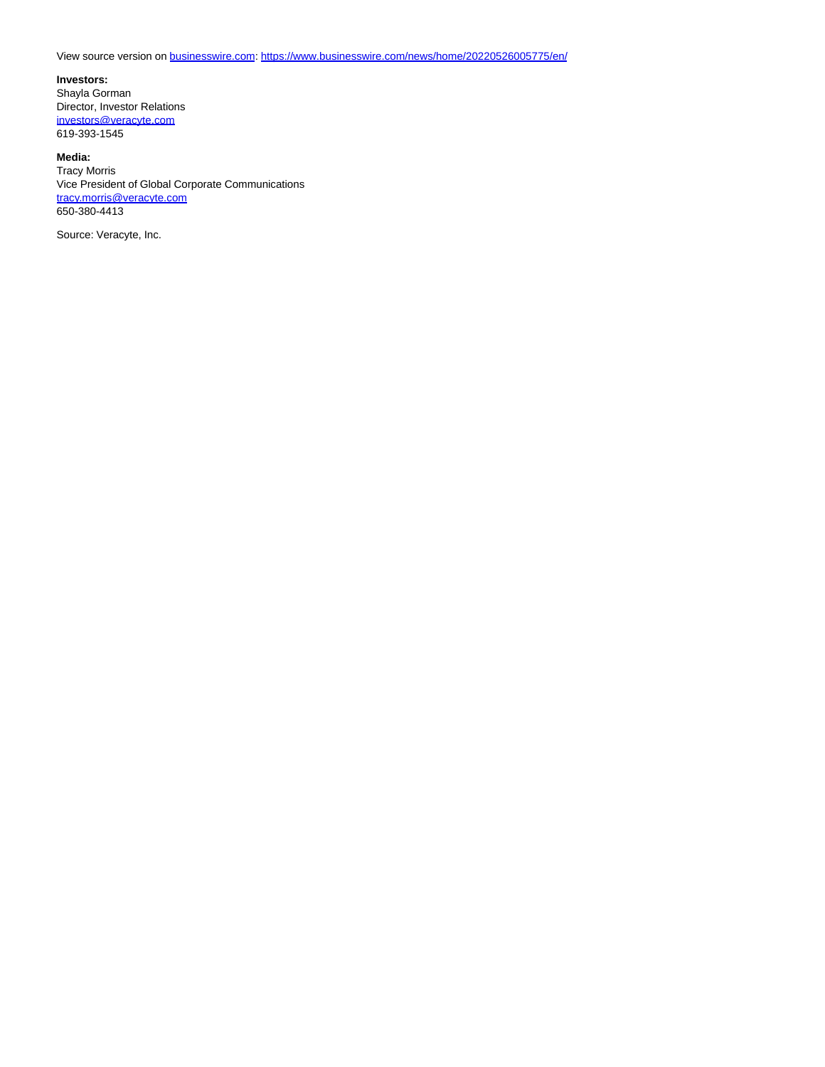View source version on [businesswire.com](https://www.businesswire.com/news/home/20220526005775/en/): [https://www.businesswire.com/news/home/20220526005775/en/](https://www.businesswire.com/news/home/20220526005775/en/)

**Investors:**  
Shayla Gorman  
Director, Investor Relations  
[investors@veracyte.com](mailto:investors@veracyte.com)  
619-393-1545

**Media:**  
Tracy Morris  
Vice President of Global Corporate Communications  
[tracy.morris@veracyte.com](mailto:tracy.morris@veracyte.com)  
650-380-4413

Source: Veracyte, Inc.